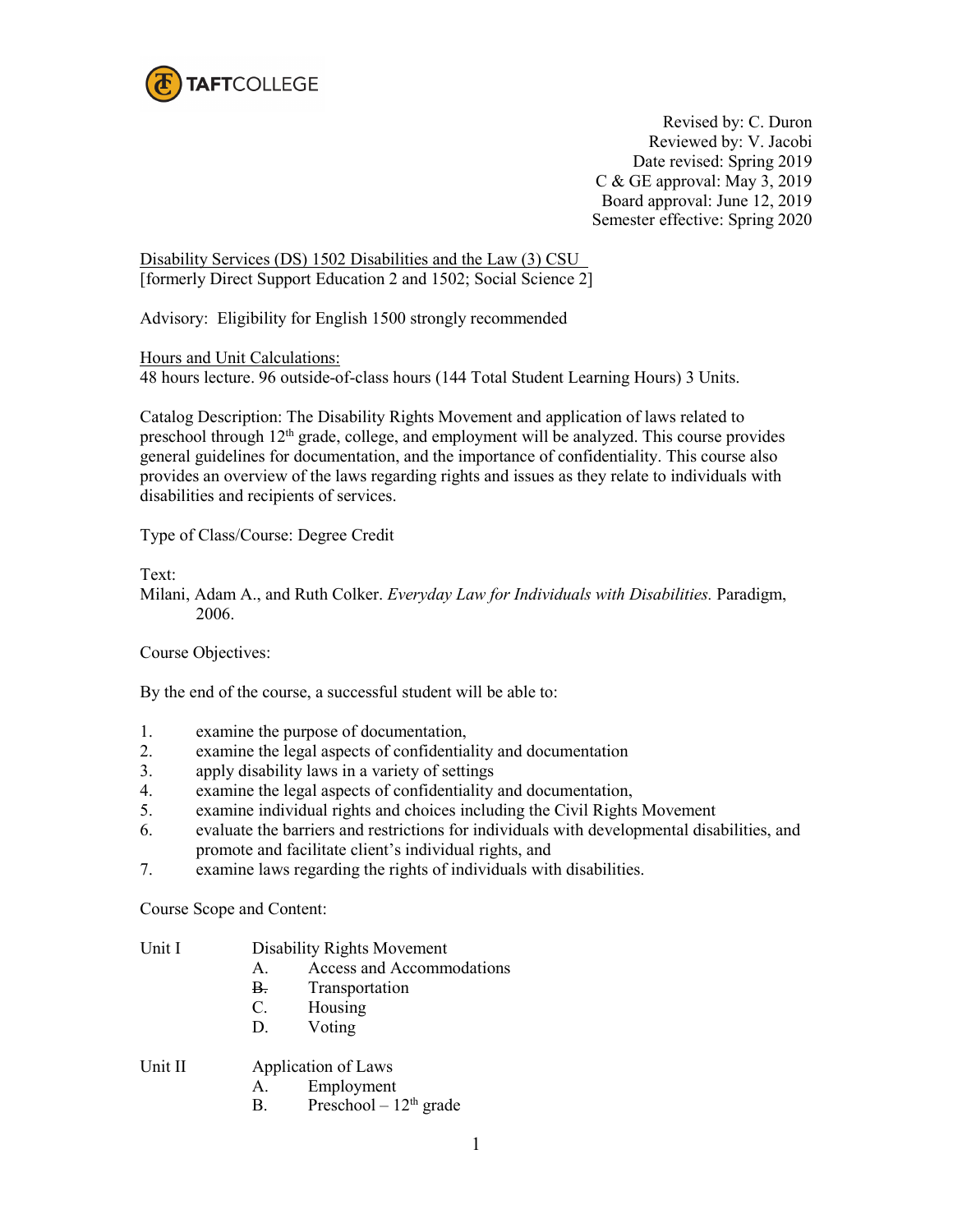TAFTCOLLEGE

Revised by: C. Duron
Reviewed by: V. Jacobi
Date revised: Spring 2019
C & GE approval: May 3, 2019
Board approval: June 12, 2019
Semester effective: Spring 2020

Disability Services (DS) 1502 Disabilities and the Law (3) CSU
[formerly Direct Support Education 2 and 1502; Social Science 2]

Advisory: Eligibility for English 1500 strongly recommended

Hours and Unit Calculations:
48 hours lecture. 96 outside-of-class hours (144 Total Student Learning Hours) 3 Units.

Catalog Description: The Disability Rights Movement and application of laws related to preschool through 12th grade, college, and employment will be analyzed. This course provides general guidelines for documentation, and the importance of confidentiality. This course also provides an overview of the laws regarding rights and issues as they relate to individuals with disabilities and recipients of services.

Type of Class/Course: Degree Credit

Text:
Milani, Adam A., and Ruth Colker. *Everyday Law for Individuals with Disabilities.* Paradigm, 2006.

Course Objectives:

By the end of the course, a successful student will be able to:

1. examine the purpose of documentation,
2. examine the legal aspects of confidentiality and documentation
3. apply disability laws in a variety of settings
4. examine the legal aspects of confidentiality and documentation,
5. examine individual rights and choices including the Civil Rights Movement
6. evaluate the barriers and restrictions for individuals with developmental disabilities, and promote and facilitate client's individual rights, and
7. examine laws regarding the rights of individuals with disabilities.

Course Scope and Content:

Unit I Disability Rights Movement
- A. Access and Accommodations
- ~~B.~~ Transportation
- C. Housing
- D. Voting

Unit II Application of Laws
- A. Employment
- B. Preschool – 12th grade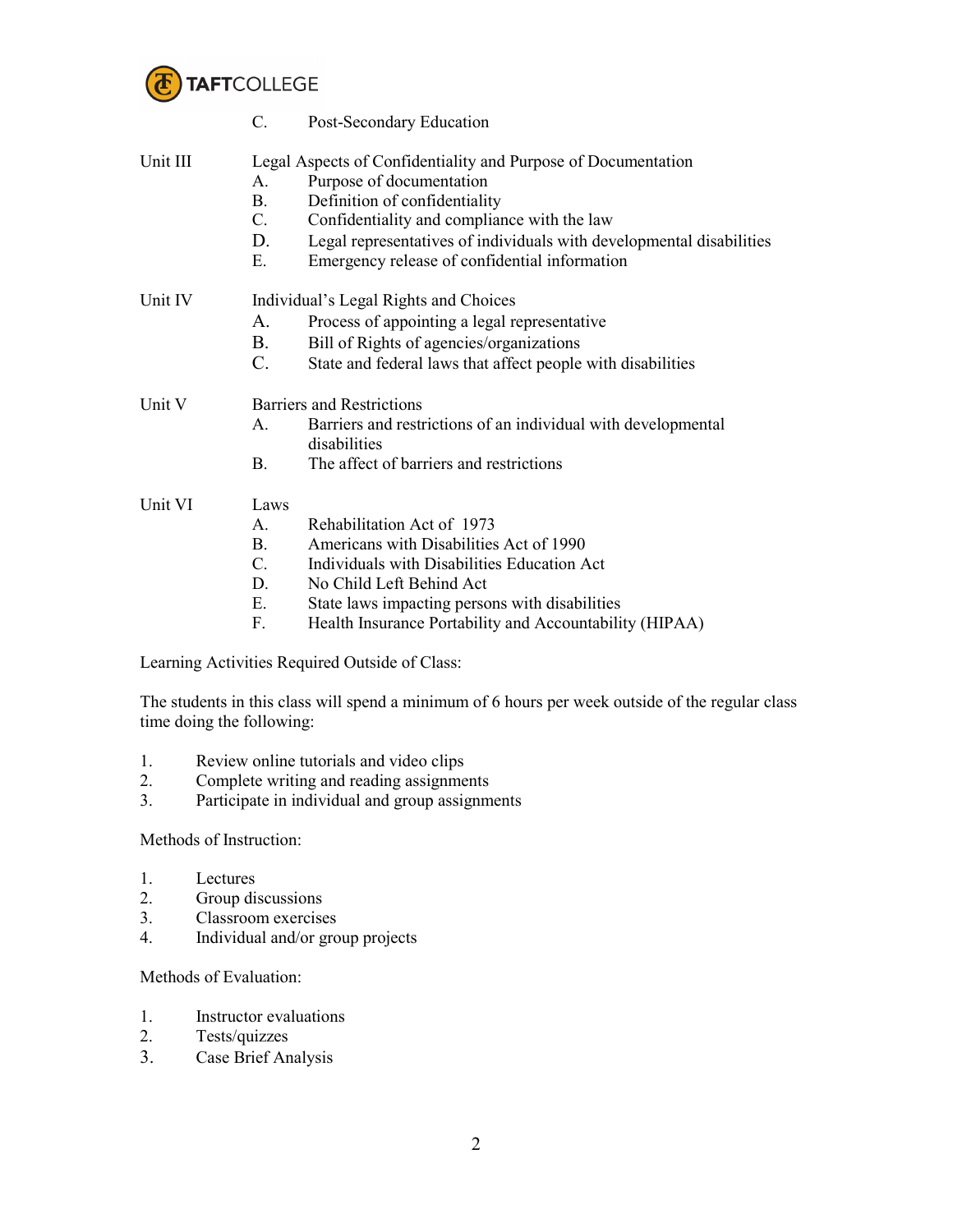C. Post-Secondary Education

Unit III Legal Aspects of Confidentiality and Purpose of Documentation

A. Purpose of documentation
B. Definition of confidentiality
C. Confidentiality and compliance with the law
D. Legal representatives of individuals with developmental disabilities
E. Emergency release of confidential information

Unit IV Individual's Legal Rights and Choices

A. Process of appointing a legal representative
B. Bill of Rights of agencies/organizations
C. State and federal laws that affect people with disabilities

Unit V Barriers and Restrictions

A. Barriers and restrictions of an individual with developmental disabilities
B. The affect of barriers and restrictions

Unit VI Laws

A. Rehabilitation Act of 1973
B. Americans with Disabilities Act of 1990
C. Individuals with Disabilities Education Act
D. No Child Left Behind Act
E. State laws impacting persons with disabilities
F. Health Insurance Portability and Accountability (HIPAA)

Learning Activities Required Outside of Class:

The students in this class will spend a minimum of 6 hours per week outside of the regular class time doing the following:

1. Review online tutorials and video clips
2. Complete writing and reading assignments
3. Participate in individual and group assignments

Methods of Instruction:

1. Lectures
2. Group discussions
3. Classroom exercises
4. Individual and/or group projects

Methods of Evaluation:

1. Instructor evaluations
2. Tests/quizzes
3. Case Brief Analysis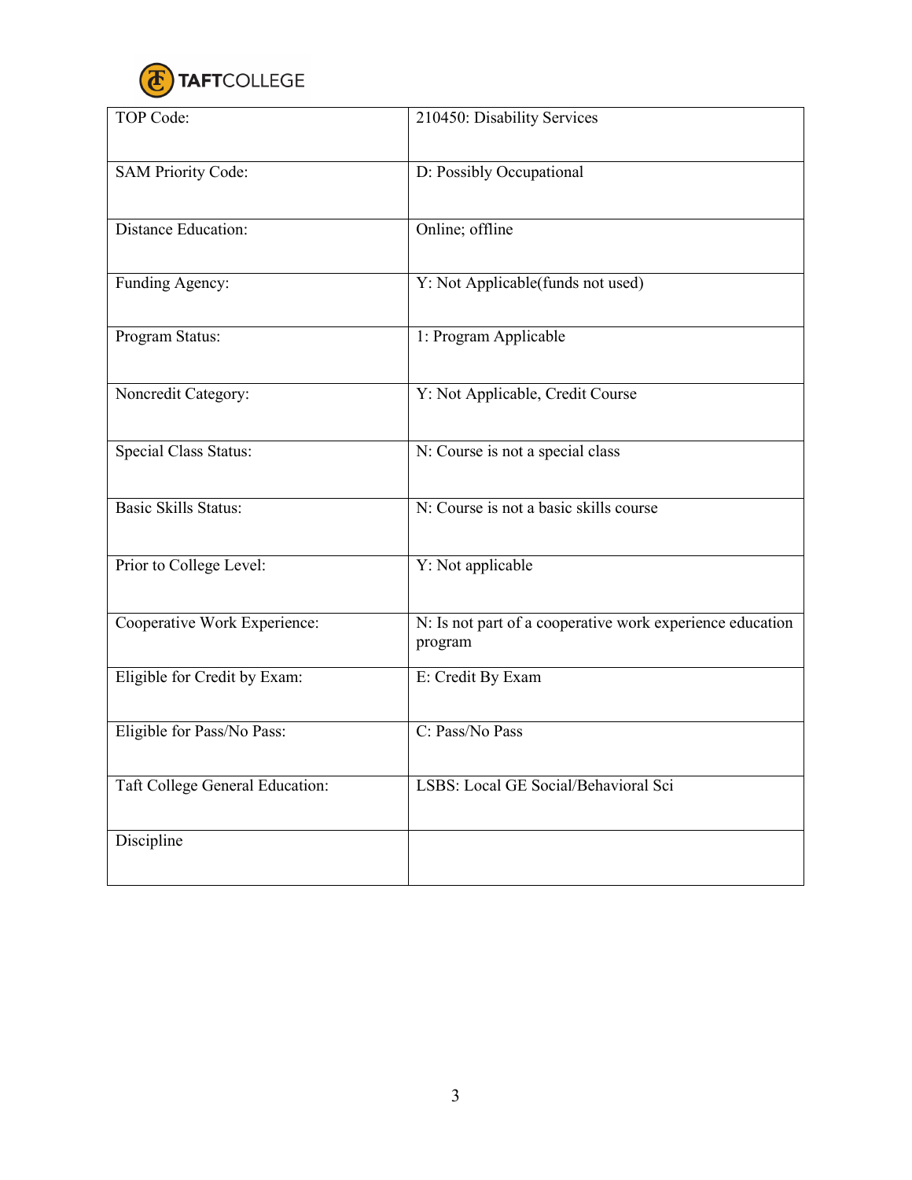| | |
|---|---|
| TOP Code: | 210450: Disability Services |
| SAM Priority Code: | D: Possibly Occupational |
| Distance Education: | Online; offline |
| Funding Agency: | Y: Not Applicable(funds not used) |
| Program Status: | 1: Program Applicable |
| Noncredit Category: | Y: Not Applicable, Credit Course |
| Special Class Status: | N: Course is not a special class |
| Basic Skills Status: | N: Course is not a basic skills course |
| Prior to College Level: | Y: Not applicable |
| Cooperative Work Experience: | N: Is not part of a cooperative work experience education program |
| Eligible for Credit by Exam: | E: Credit By Exam |
| Eligible for Pass/No Pass: | C: Pass/No Pass |
| Taft College General Education: | LSBS: Local GE Social/Behavioral Sci |
| Discipline | |